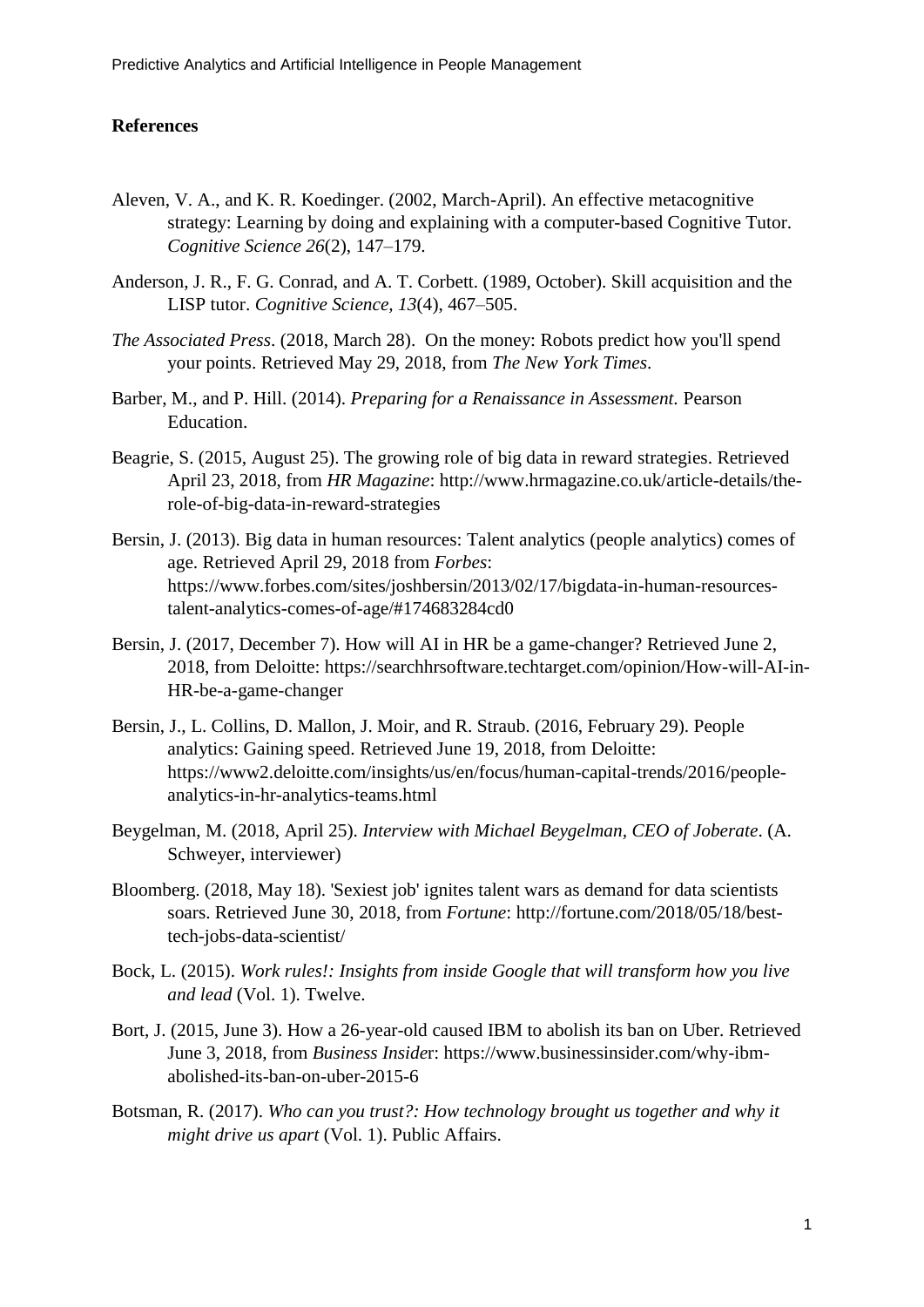## References

Aleven, V. A., and K. R. Koedinger. (2002, March-April). An effective metacognitive strategy: Learning by doing and explaining with a computer-based Cognitive Tutor. *Cognitive Science 26*(2), 147–179.

Anderson, J. R., F. G. Conrad, and A. T. Corbett. (1989, October). Skill acquisition and the LISP tutor. *Cognitive Science, 13*(4), 467–505.

*The Associated Press*. (2018, March 28). On the money: Robots predict how you'll spend your points. Retrieved May 29, 2018, from *The New York Times*.

Barber, M., and P. Hill. (2014). *Preparing for a Renaissance in Assessment.* Pearson Education.

Beagrie, S. (2015, August 25). The growing role of big data in reward strategies. Retrieved April 23, 2018, from *HR Magazine*: http://www.hrmagazine.co.uk/article-details/the-role-of-big-data-in-reward-strategies

Bersin, J. (2013). Big data in human resources: Talent analytics (people analytics) comes of age. Retrieved April 29, 2018 from *Forbes*: https://www.forbes.com/sites/joshbersin/2013/02/17/bigdata-in-human-resources-talent-analytics-comes-of-age/#174683284cd0

Bersin, J. (2017, December 7). How will AI in HR be a game-changer? Retrieved June 2, 2018, from Deloitte: https://searchhrsoftware.techtarget.com/opinion/How-will-AI-in-HR-be-a-game-changer

Bersin, J., L. Collins, D. Mallon, J. Moir, and R. Straub. (2016, February 29). People analytics: Gaining speed. Retrieved June 19, 2018, from Deloitte: https://www2.deloitte.com/insights/us/en/focus/human-capital-trends/2016/people-analytics-in-hr-analytics-teams.html

Beygelman, M. (2018, April 25). *Interview with Michael Beygelman, CEO of Joberate*. (A. Schweyer, interviewer)

Bloomberg. (2018, May 18). 'Sexiest job' ignites talent wars as demand for data scientists soars. Retrieved June 30, 2018, from *Fortune*: http://fortune.com/2018/05/18/best-tech-jobs-data-scientist/

Bock, L. (2015). *Work rules!: Insights from inside Google that will transform how you live and lead* (Vol. 1). Twelve.

Bort, J. (2015, June 3). How a 26-year-old caused IBM to abolish its ban on Uber. Retrieved June 3, 2018, from *Business Insider*: https://www.businessinsider.com/why-ibm-abolished-its-ban-on-uber-2015-6

Botsman, R. (2017). *Who can you trust?: How technology brought us together and why it might drive us apart* (Vol. 1). Public Affairs.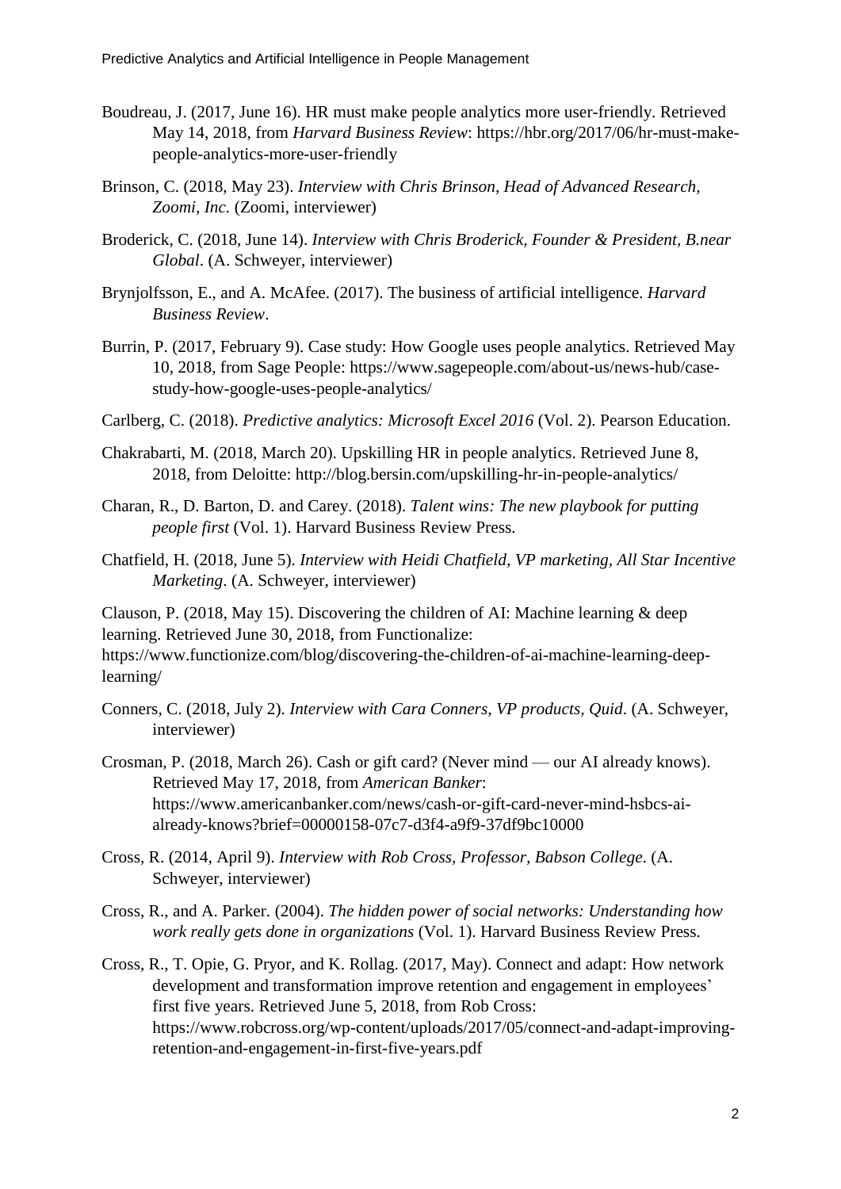Boudreau, J. (2017, June 16). HR must make people analytics more user-friendly. Retrieved May 14, 2018, from *Harvard Business Review*: https://hbr.org/2017/06/hr-must-make-people-analytics-more-user-friendly

Brinson, C. (2018, May 23). *Interview with Chris Brinson, Head of Advanced Research, Zoomi, Inc.* (Zoomi, interviewer)

Broderick, C. (2018, June 14). *Interview with Chris Broderick, Founder & President, B.near Global*. (A. Schweyer, interviewer)

Brynjolfsson, E., and A. McAfee. (2017). The business of artificial intelligence. *Harvard Business Review*.

Burrin, P. (2017, February 9). Case study: How Google uses people analytics. Retrieved May 10, 2018, from Sage People: https://www.sagepeople.com/about-us/news-hub/case-study-how-google-uses-people-analytics/

Carlberg, C. (2018). *Predictive analytics: Microsoft Excel 2016* (Vol. 2). Pearson Education.

Chakrabarti, M. (2018, March 20). Upskilling HR in people analytics. Retrieved June 8, 2018, from Deloitte: http://blog.bersin.com/upskilling-hr-in-people-analytics/

Charan, R., D. Barton, D. and Carey. (2018). *Talent wins: The new playbook for putting people first* (Vol. 1). Harvard Business Review Press.

Chatfield, H. (2018, June 5). *Interview with Heidi Chatfield, VP marketing, All Star Incentive Marketing*. (A. Schweyer, interviewer)

Clauson, P. (2018, May 15). Discovering the children of AI: Machine learning & deep learning. Retrieved June 30, 2018, from Functionalize: https://www.functionize.com/blog/discovering-the-children-of-ai-machine-learning-deep-learning/

Conners, C. (2018, July 2). *Interview with Cara Conners, VP products, Quid*. (A. Schweyer, interviewer)

Crosman, P. (2018, March 26). Cash or gift card? (Never mind — our AI already knows). Retrieved May 17, 2018, from *American Banker*: https://www.americanbanker.com/news/cash-or-gift-card-never-mind-hsbcs-ai-already-knows?brief=00000158-07c7-d3f4-a9f9-37df9bc10000

Cross, R. (2014, April 9). *Interview with Rob Cross, Professor, Babson College*. (A. Schweyer, interviewer)

Cross, R., and A. Parker. (2004). *The hidden power of social networks: Understanding how work really gets done in organizations* (Vol. 1). Harvard Business Review Press.

Cross, R., T. Opie, G. Pryor, and K. Rollag. (2017, May). Connect and adapt: How network development and transformation improve retention and engagement in employees' first five years. Retrieved June 5, 2018, from Rob Cross: https://www.robcross.org/wp-content/uploads/2017/05/connect-and-adapt-improving-retention-and-engagement-in-first-five-years.pdf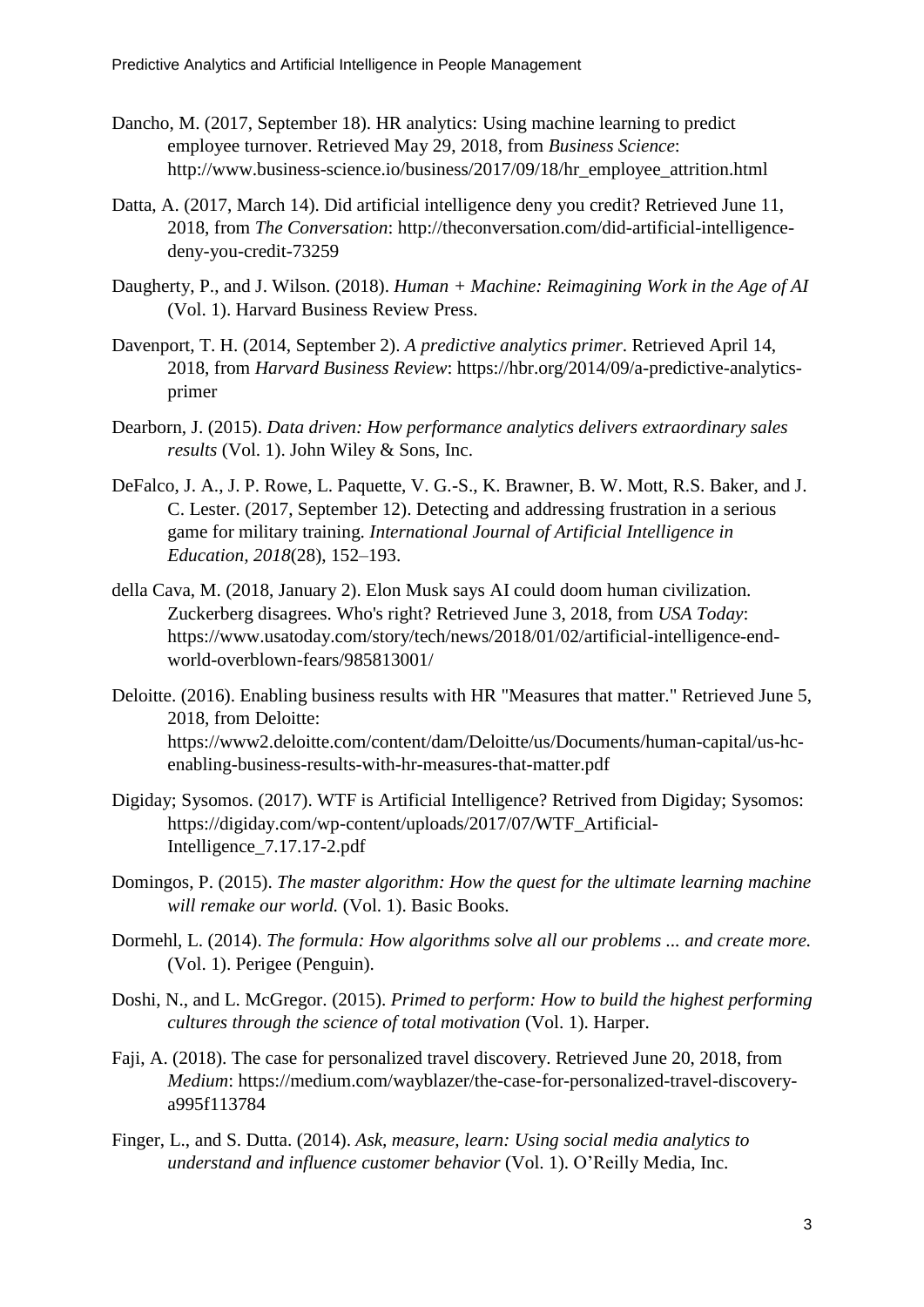Dancho, M. (2017, September 18). HR analytics: Using machine learning to predict employee turnover. Retrieved May 29, 2018, from *Business Science*: http://www.business-science.io/business/2017/09/18/hr_employee_attrition.html

Datta, A. (2017, March 14). Did artificial intelligence deny you credit? Retrieved June 11, 2018, from *The Conversation*: http://theconversation.com/did-artificial-intelligence-deny-you-credit-73259

Daugherty, P., and J. Wilson. (2018). *Human + Machine: Reimagining Work in the Age of AI* (Vol. 1). Harvard Business Review Press.

Davenport, T. H. (2014, September 2). *A predictive analytics primer*. Retrieved April 14, 2018, from *Harvard Business Review*: https://hbr.org/2014/09/a-predictive-analytics-primer

Dearborn, J. (2015). *Data driven: How performance analytics delivers extraordinary sales results* (Vol. 1). John Wiley & Sons, Inc.

DeFalco, J. A., J. P. Rowe, L. Paquette, V. G.-S., K. Brawner, B. W. Mott, R.S. Baker, and J. C. Lester. (2017, September 12). Detecting and addressing frustration in a serious game for military training. *International Journal of Artificial Intelligence in Education, 2018*(28), 152–193.

della Cava, M. (2018, January 2). Elon Musk says AI could doom human civilization. Zuckerberg disagrees. Who's right? Retrieved June 3, 2018, from *USA Today*: https://www.usatoday.com/story/tech/news/2018/01/02/artificial-intelligence-end-world-overblown-fears/985813001/

Deloitte. (2016). Enabling business results with HR "Measures that matter." Retrieved June 5, 2018, from Deloitte: https://www2.deloitte.com/content/dam/Deloitte/us/Documents/human-capital/us-hc-enabling-business-results-with-hr-measures-that-matter.pdf

Digiday; Sysomos. (2017). WTF is Artificial Intelligence? Retrived from Digiday; Sysomos: https://digiday.com/wp-content/uploads/2017/07/WTF_Artificial-Intelligence_7.17.17-2.pdf

Domingos, P. (2015). *The master algorithm: How the quest for the ultimate learning machine will remake our world.* (Vol. 1). Basic Books.

Dormehl, L. (2014). *The formula: How algorithms solve all our problems ... and create more.* (Vol. 1). Perigee (Penguin).

Doshi, N., and L. McGregor. (2015). *Primed to perform: How to build the highest performing cultures through the science of total motivation* (Vol. 1). Harper.

Faji, A. (2018). The case for personalized travel discovery. Retrieved June 20, 2018, from *Medium*: https://medium.com/wayblazer/the-case-for-personalized-travel-discovery-a995f113784

Finger, L., and S. Dutta. (2014). *Ask, measure, learn: Using social media analytics to understand and influence customer behavior* (Vol. 1). O'Reilly Media, Inc.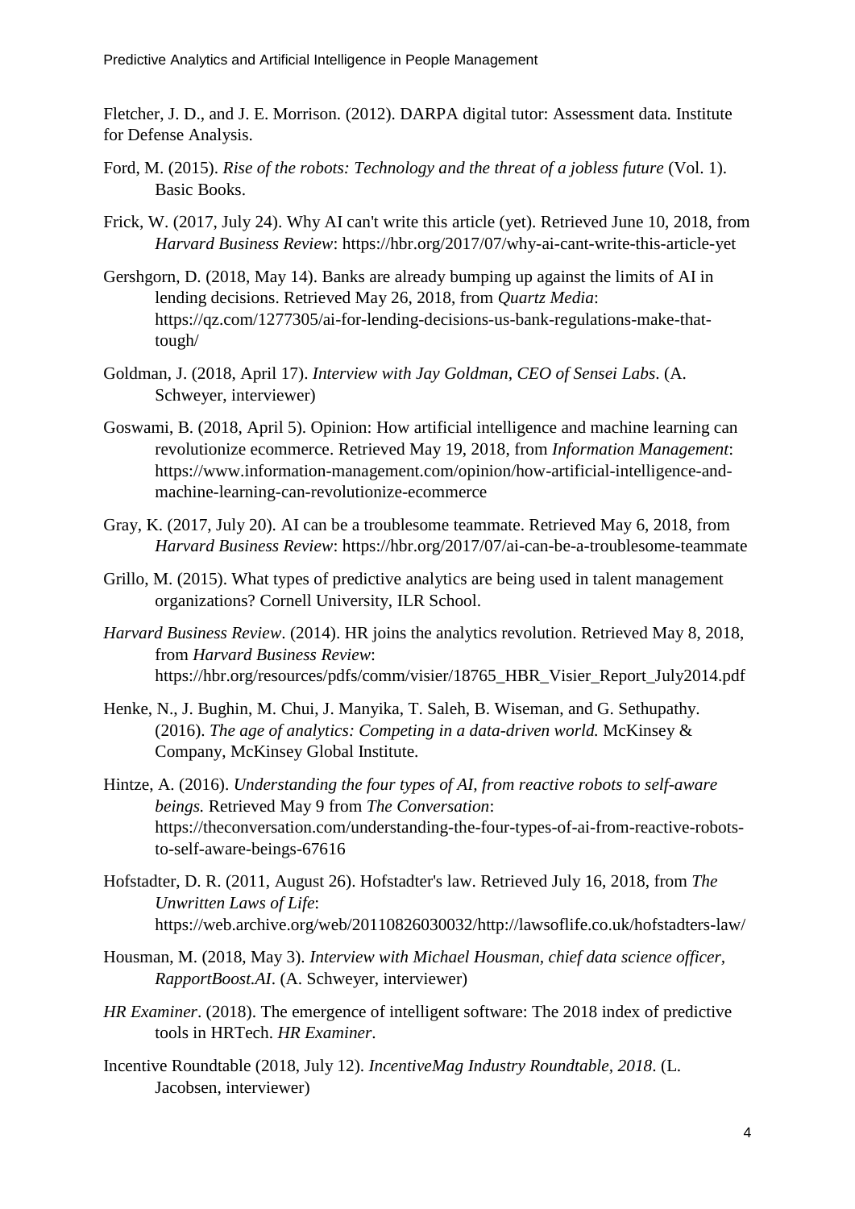Fletcher, J. D., and J. E. Morrison. (2012). DARPA digital tutor: Assessment data. Institute for Defense Analysis.

Ford, M. (2015). *Rise of the robots: Technology and the threat of a jobless future* (Vol. 1). Basic Books.

Frick, W. (2017, July 24). Why AI can't write this article (yet). Retrieved June 10, 2018, from *Harvard Business Review*: https://hbr.org/2017/07/why-ai-cant-write-this-article-yet

Gershgorn, D. (2018, May 14). Banks are already bumping up against the limits of AI in lending decisions. Retrieved May 26, 2018, from *Quartz Media*: https://qz.com/1277305/ai-for-lending-decisions-us-bank-regulations-make-that-tough/

Goldman, J. (2018, April 17). *Interview with Jay Goldman, CEO of Sensei Labs*. (A. Schweyer, interviewer)

Goswami, B. (2018, April 5). Opinion: How artificial intelligence and machine learning can revolutionize ecommerce. Retrieved May 19, 2018, from *Information Management*: https://www.information-management.com/opinion/how-artificial-intelligence-and-machine-learning-can-revolutionize-ecommerce

Gray, K. (2017, July 20). AI can be a troublesome teammate. Retrieved May 6, 2018, from *Harvard Business Review*: https://hbr.org/2017/07/ai-can-be-a-troublesome-teammate

Grillo, M. (2015). What types of predictive analytics are being used in talent management organizations? Cornell University, ILR School.

*Harvard Business Review*. (2014). HR joins the analytics revolution. Retrieved May 8, 2018, from *Harvard Business Review*: https://hbr.org/resources/pdfs/comm/visier/18765_HBR_Visier_Report_July2014.pdf

Henke, N., J. Bughin, M. Chui, J. Manyika, T. Saleh, B. Wiseman, and G. Sethupathy. (2016). *The age of analytics: Competing in a data-driven world.* McKinsey & Company, McKinsey Global Institute.

Hintze, A. (2016). *Understanding the four types of AI, from reactive robots to self-aware beings.* Retrieved May 9 from *The Conversation*: https://theconversation.com/understanding-the-four-types-of-ai-from-reactive-robots-to-self-aware-beings-67616

Hofstadter, D. R. (2011, August 26). Hofstadter's law. Retrieved July 16, 2018, from *The Unwritten Laws of Life*: https://web.archive.org/web/20110826030032/http://lawsoflife.co.uk/hofstadters-law/

Housman, M. (2018, May 3). *Interview with Michael Housman, chief data science officer, RapportBoost.AI*. (A. Schweyer, interviewer)

*HR Examiner*. (2018). The emergence of intelligent software: The 2018 index of predictive tools in HRTech. *HR Examiner*.

Incentive Roundtable (2018, July 12). *IncentiveMag Industry Roundtable, 2018*. (L. Jacobsen, interviewer)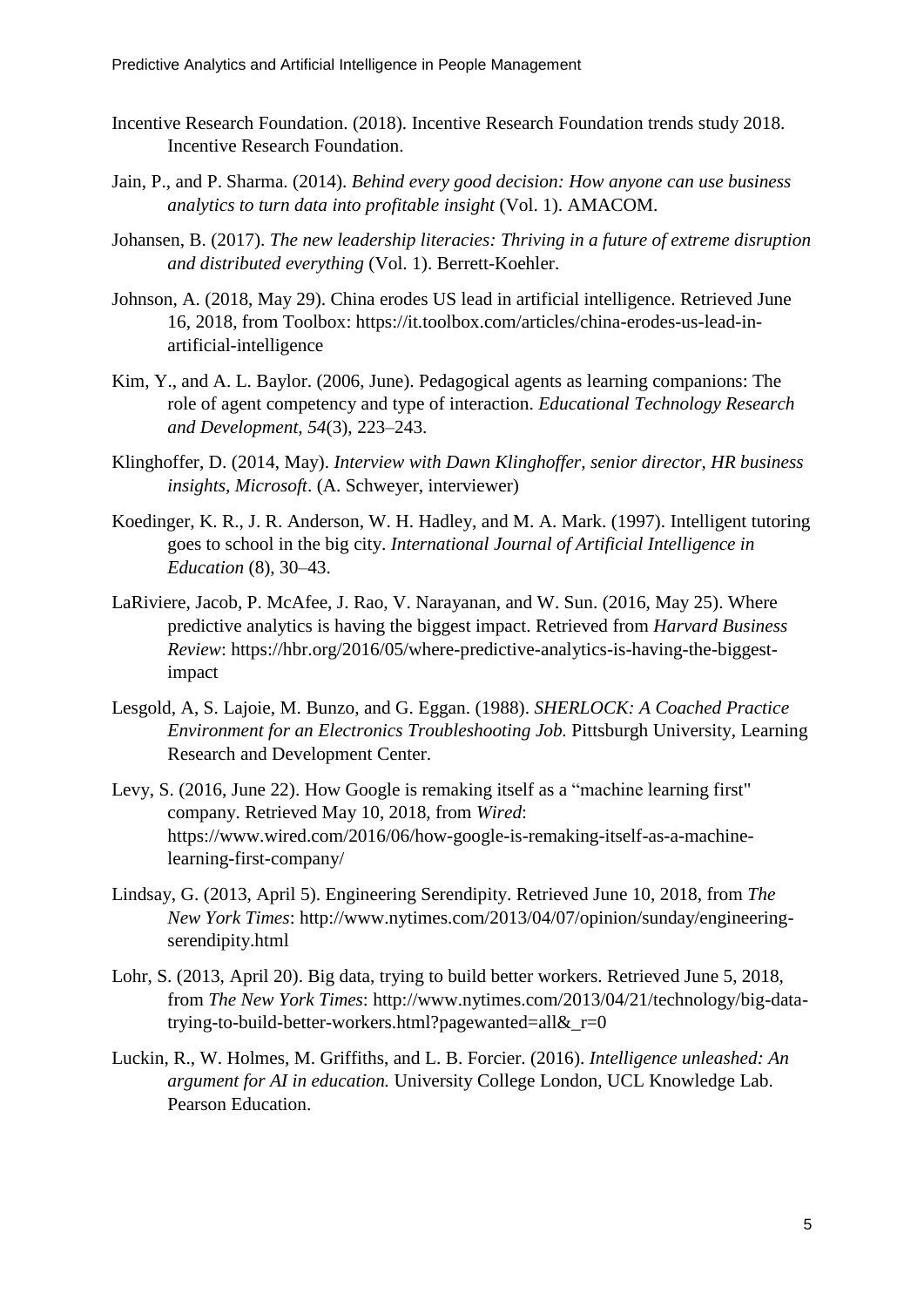Incentive Research Foundation. (2018). Incentive Research Foundation trends study 2018. Incentive Research Foundation.

Jain, P., and P. Sharma. (2014). *Behind every good decision: How anyone can use business analytics to turn data into profitable insight* (Vol. 1). AMACOM.

Johansen, B. (2017). *The new leadership literacies: Thriving in a future of extreme disruption and distributed everything* (Vol. 1). Berrett-Koehler.

Johnson, A. (2018, May 29). China erodes US lead in artificial intelligence. Retrieved June 16, 2018, from Toolbox: https://it.toolbox.com/articles/china-erodes-us-lead-in-artificial-intelligence

Kim, Y., and A. L. Baylor. (2006, June). Pedagogical agents as learning companions: The role of agent competency and type of interaction. *Educational Technology Research and Development, 54*(3), 223–243.

Klinghoffer, D. (2014, May). *Interview with Dawn Klinghoffer, senior director, HR business insights, Microsoft*. (A. Schweyer, interviewer)

Koedinger, K. R., J. R. Anderson, W. H. Hadley, and M. A. Mark. (1997). Intelligent tutoring goes to school in the big city. *International Journal of Artificial Intelligence in Education* (8), 30–43.

LaRiviere, Jacob, P. McAfee, J. Rao, V. Narayanan, and W. Sun. (2016, May 25). Where predictive analytics is having the biggest impact. Retrieved from *Harvard Business Review*: https://hbr.org/2016/05/where-predictive-analytics-is-having-the-biggest-impact

Lesgold, A, S. Lajoie, M. Bunzo, and G. Eggan. (1988). *SHERLOCK: A Coached Practice Environment for an Electronics Troubleshooting Job.* Pittsburgh University, Learning Research and Development Center.

Levy, S. (2016, June 22). How Google is remaking itself as a "machine learning first" company. Retrieved May 10, 2018, from *Wired*: https://www.wired.com/2016/06/how-google-is-remaking-itself-as-a-machine-learning-first-company/

Lindsay, G. (2013, April 5). Engineering Serendipity. Retrieved June 10, 2018, from *The New York Times*: http://www.nytimes.com/2013/04/07/opinion/sunday/engineering-serendipity.html

Lohr, S. (2013, April 20). Big data, trying to build better workers. Retrieved June 5, 2018, from *The New York Times*: http://www.nytimes.com/2013/04/21/technology/big-data-trying-to-build-better-workers.html?pagewanted=all&_r=0

Luckin, R., W. Holmes, M. Griffiths, and L. B. Forcier. (2016). *Intelligence unleashed: An argument for AI in education.* University College London, UCL Knowledge Lab. Pearson Education.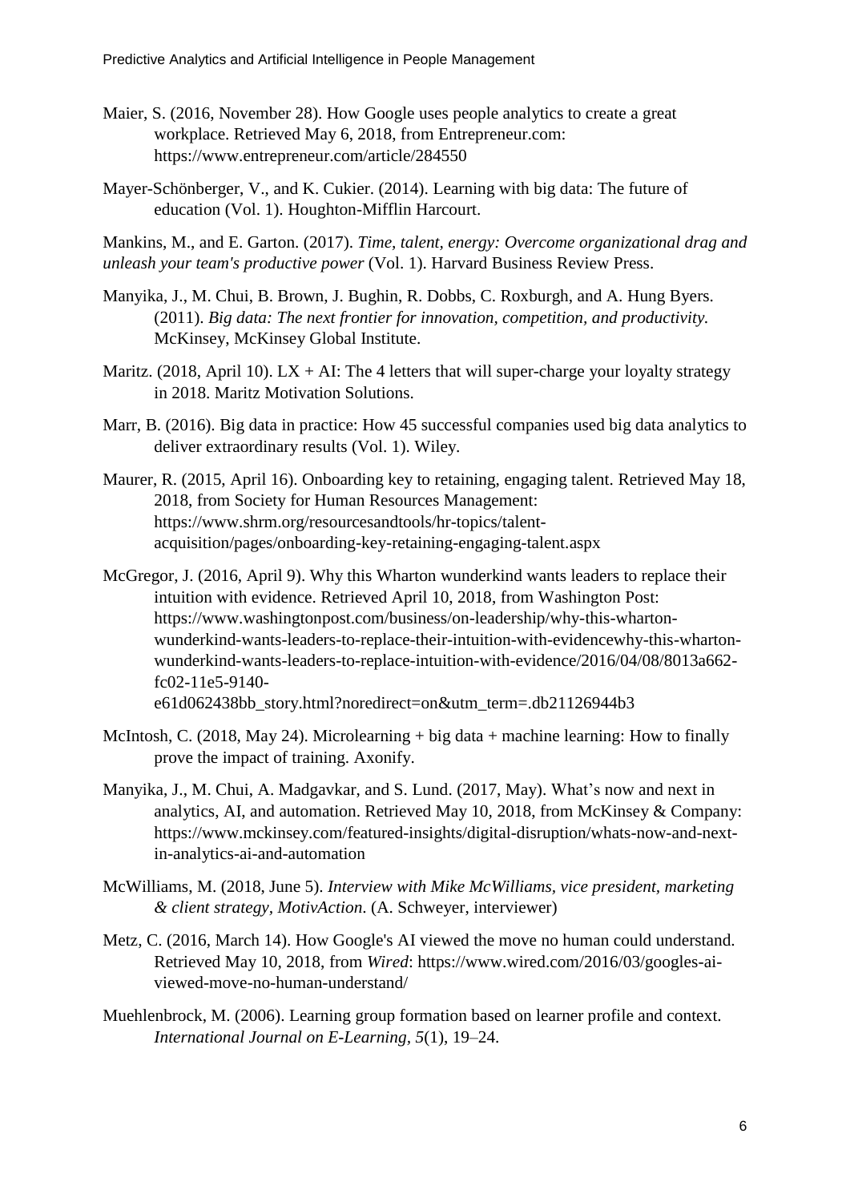Maier, S. (2016, November 28). How Google uses people analytics to create a great workplace. Retrieved May 6, 2018, from Entrepreneur.com: https://www.entrepreneur.com/article/284550

Mayer-Schönberger, V., and K. Cukier. (2014). Learning with big data: The future of education (Vol. 1). Houghton-Mifflin Harcourt.

Mankins, M., and E. Garton. (2017). *Time, talent, energy: Overcome organizational drag and unleash your team's productive power* (Vol. 1). Harvard Business Review Press.

Manyika, J., M. Chui, B. Brown, J. Bughin, R. Dobbs, C. Roxburgh, and A. Hung Byers. (2011). *Big data: The next frontier for innovation, competition, and productivity.* McKinsey, McKinsey Global Institute.

Maritz. (2018, April 10). LX + AI: The 4 letters that will super-charge your loyalty strategy in 2018. Maritz Motivation Solutions.

Marr, B. (2016). Big data in practice: How 45 successful companies used big data analytics to deliver extraordinary results (Vol. 1). Wiley.

Maurer, R. (2015, April 16). Onboarding key to retaining, engaging talent. Retrieved May 18, 2018, from Society for Human Resources Management: https://www.shrm.org/resourcesandtools/hr-topics/talent-acquisition/pages/onboarding-key-retaining-engaging-talent.aspx

McGregor, J. (2016, April 9). Why this Wharton wunderkind wants leaders to replace their intuition with evidence. Retrieved April 10, 2018, from Washington Post: https://www.washingtonpost.com/business/on-leadership/why-this-wharton-wunderkind-wants-leaders-to-replace-their-intuition-with-evidencewhy-this-wharton-wunderkind-wants-leaders-to-replace-intuition-with-evidence/2016/04/08/8013a662-fc02-11e5-9140-e61d062438bb_story.html?noredirect=on&utm_term=.db21126944b3

McIntosh, C. (2018, May 24). Microlearning + big data + machine learning: How to finally prove the impact of training. Axonify.

Manyika, J., M. Chui, A. Madgavkar, and S. Lund. (2017, May). What's now and next in analytics, AI, and automation. Retrieved May 10, 2018, from McKinsey & Company: https://www.mckinsey.com/featured-insights/digital-disruption/whats-now-and-next-in-analytics-ai-and-automation

McWilliams, M. (2018, June 5). *Interview with Mike McWilliams, vice president, marketing & client strategy, MotivAction.* (A. Schweyer, interviewer)

Metz, C. (2016, March 14). How Google's AI viewed the move no human could understand. Retrieved May 10, 2018, from *Wired*: https://www.wired.com/2016/03/googles-ai-viewed-move-no-human-understand/

Muehlenbrock, M. (2006). Learning group formation based on learner profile and context. *International Journal on E-Learning, 5*(1), 19–24.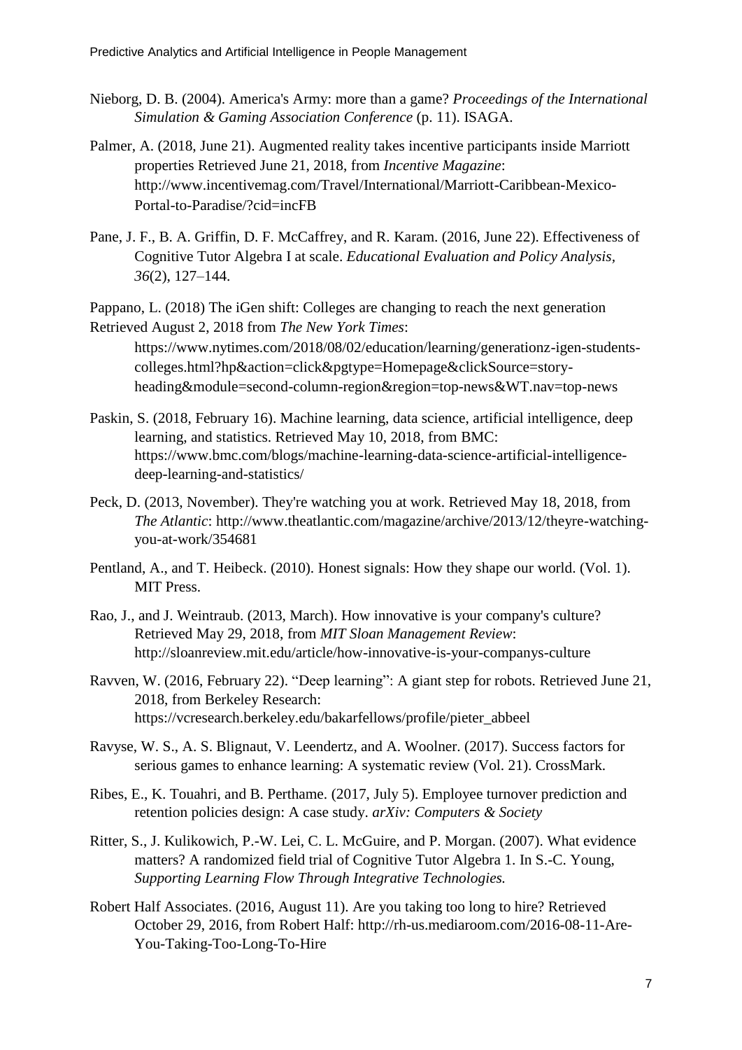Nieborg, D. B. (2004). America's Army: more than a game? *Proceedings of the International Simulation & Gaming Association Conference* (p. 11). ISAGA.

Palmer, A. (2018, June 21). Augmented reality takes incentive participants inside Marriott properties Retrieved June 21, 2018, from *Incentive Magazine*: http://www.incentivemag.com/Travel/International/Marriott-Caribbean-Mexico-Portal-to-Paradise/?cid=incFB

Pane, J. F., B. A. Griffin, D. F. McCaffrey, and R. Karam. (2016, June 22). Effectiveness of Cognitive Tutor Algebra I at scale. *Educational Evaluation and Policy Analysis*, *36*(2), 127–144.

Pappano, L. (2018) The iGen shift: Colleges are changing to reach the next generation Retrieved August 2, 2018 from *The New York Times*: https://www.nytimes.com/2018/08/02/education/learning/generationz-igen-students-colleges.html?hp&action=click&pgtype=Homepage&clickSource=story-heading&module=second-column-region&region=top-news&WT.nav=top-news

Paskin, S. (2018, February 16). Machine learning, data science, artificial intelligence, deep learning, and statistics. Retrieved May 10, 2018, from BMC: https://www.bmc.com/blogs/machine-learning-data-science-artificial-intelligence-deep-learning-and-statistics/

Peck, D. (2013, November). They're watching you at work. Retrieved May 18, 2018, from *The Atlantic*: http://www.theatlantic.com/magazine/archive/2013/12/theyre-watching-you-at-work/354681

Pentland, A., and T. Heibeck. (2010). Honest signals: How they shape our world. (Vol. 1). MIT Press.

Rao, J., and J. Weintraub. (2013, March). How innovative is your company's culture? Retrieved May 29, 2018, from *MIT Sloan Management Review*: http://sloanreview.mit.edu/article/how-innovative-is-your-companys-culture

Ravven, W. (2016, February 22). "Deep learning": A giant step for robots. Retrieved June 21, 2018, from Berkeley Research: https://vcresearch.berkeley.edu/bakarfellows/profile/pieter_abbeel

Ravyse, W. S., A. S. Blignaut, V. Leendertz, and A. Woolner. (2017). Success factors for serious games to enhance learning: A systematic review (Vol. 21). CrossMark.

Ribes, E., K. Touahri, and B. Perthame. (2017, July 5). Employee turnover prediction and retention policies design: A case study. *arXiv: Computers & Society*

Ritter, S., J. Kulikowich, P.-W. Lei, C. L. McGuire, and P. Morgan. (2007). What evidence matters? A randomized field trial of Cognitive Tutor Algebra 1. In S.-C. Young, *Supporting Learning Flow Through Integrative Technologies.*

Robert Half Associates. (2016, August 11). Are you taking too long to hire? Retrieved October 29, 2016, from Robert Half: http://rh-us.mediaroom.com/2016-08-11-Are-You-Taking-Too-Long-To-Hire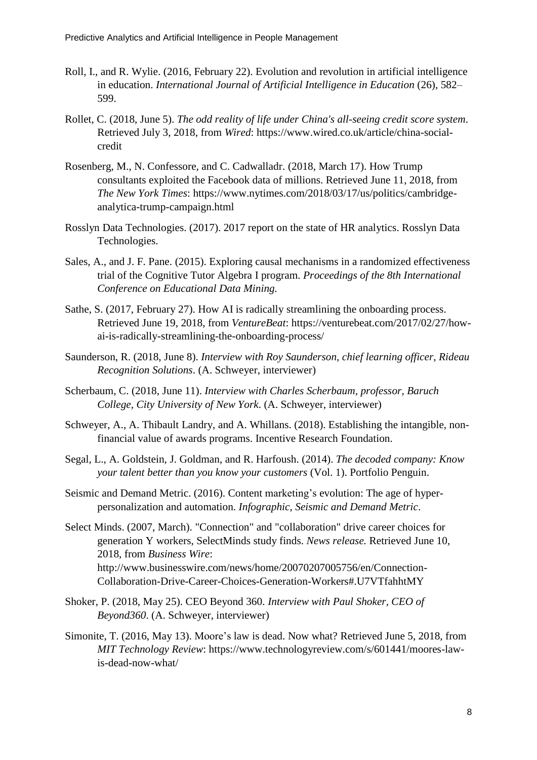Roll, I., and R. Wylie. (2016, February 22). Evolution and revolution in artificial intelligence in education. *International Journal of Artificial Intelligence in Education* (26), 582–599.

Rollet, C. (2018, June 5). *The odd reality of life under China's all-seeing credit score system*. Retrieved July 3, 2018, from *Wired*: https://www.wired.co.uk/article/china-social-credit

Rosenberg, M., N. Confessore, and C. Cadwalladr. (2018, March 17). How Trump consultants exploited the Facebook data of millions. Retrieved June 11, 2018, from *The New York Times*: https://www.nytimes.com/2018/03/17/us/politics/cambridge-analytica-trump-campaign.html

Rosslyn Data Technologies. (2017). 2017 report on the state of HR analytics. Rosslyn Data Technologies.

Sales, A., and J. F. Pane. (2015). Exploring causal mechanisms in a randomized effectiveness trial of the Cognitive Tutor Algebra I program. *Proceedings of the 8th International Conference on Educational Data Mining.*

Sathe, S. (2017, February 27). How AI is radically streamlining the onboarding process. Retrieved June 19, 2018, from *VentureBeat*: https://venturebeat.com/2017/02/27/how-ai-is-radically-streamlining-the-onboarding-process/

Saunderson, R. (2018, June 8). *Interview with Roy Saunderson, chief learning officer, Rideau Recognition Solutions*. (A. Schweyer, interviewer)

Scherbaum, C. (2018, June 11). *Interview with Charles Scherbaum, professor, Baruch College, City University of New York*. (A. Schweyer, interviewer)

Schweyer, A., A. Thibault Landry, and A. Whillans. (2018). Establishing the intangible, non-financial value of awards programs. Incentive Research Foundation.

Segal, L., A. Goldstein, J. Goldman, and R. Harfoush. (2014). *The decoded company: Know your talent better than you know your customers* (Vol. 1). Portfolio Penguin.

Seismic and Demand Metric. (2016). Content marketing's evolution: The age of hyper-personalization and automation. *Infographic, Seismic and Demand Metric*.

Select Minds. (2007, March). "Connection" and "collaboration" drive career choices for generation Y workers, SelectMinds study finds. *News release.* Retrieved June 10, 2018, from *Business Wire*: http://www.businesswire.com/news/home/20070207005756/en/Connection-Collaboration-Drive-Career-Choices-Generation-Workers#.U7VTfahhtMY

Shoker, P. (2018, May 25). CEO Beyond 360. *Interview with Paul Shoker, CEO of Beyond360*. (A. Schweyer, interviewer)

Simonite, T. (2016, May 13). Moore's law is dead. Now what? Retrieved June 5, 2018, from *MIT Technology Review*: https://www.technologyreview.com/s/601441/moores-law-is-dead-now-what/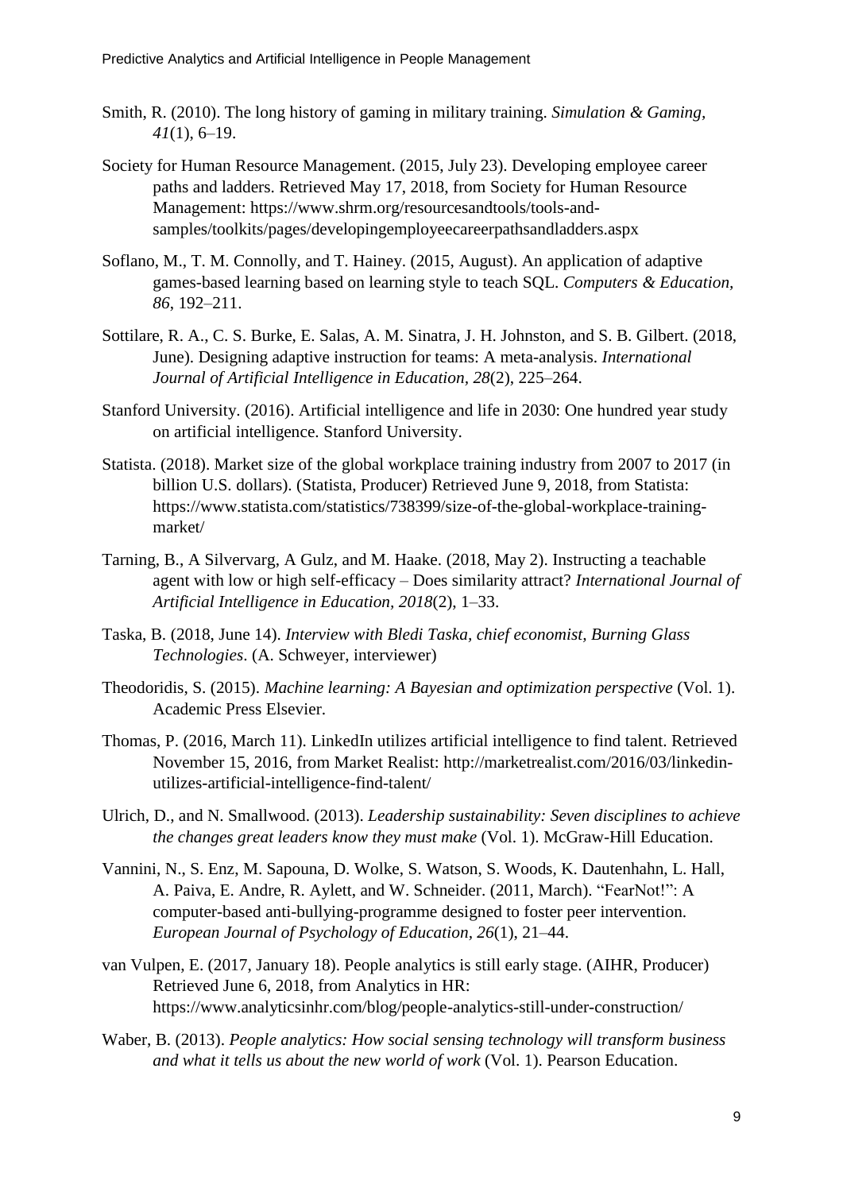Smith, R. (2010). The long history of gaming in military training. *Simulation & Gaming, 41*(1), 6–19.

Society for Human Resource Management. (2015, July 23). Developing employee career paths and ladders. Retrieved May 17, 2018, from Society for Human Resource Management: https://www.shrm.org/resourcesandtools/tools-and-samples/toolkits/pages/developingemployeecareerpathsandladders.aspx

Soflano, M., T. M. Connolly, and T. Hainey. (2015, August). An application of adaptive games-based learning based on learning style to teach SQL. *Computers & Education, 86*, 192–211.

Sottilare, R. A., C. S. Burke, E. Salas, A. M. Sinatra, J. H. Johnston, and S. B. Gilbert. (2018, June). Designing adaptive instruction for teams: A meta-analysis. *International Journal of Artificial Intelligence in Education, 28*(2), 225–264.

Stanford University. (2016). Artificial intelligence and life in 2030: One hundred year study on artificial intelligence. Stanford University.

Statista. (2018). Market size of the global workplace training industry from 2007 to 2017 (in billion U.S. dollars). (Statista, Producer) Retrieved June 9, 2018, from Statista: https://www.statista.com/statistics/738399/size-of-the-global-workplace-training-market/

Tarning, B., A Silvervarg, A Gulz, and M. Haake. (2018, May 2). Instructing a teachable agent with low or high self-efficacy – Does similarity attract? *International Journal of Artificial Intelligence in Education, 2018*(2), 1–33.

Taska, B. (2018, June 14). *Interview with Bledi Taska, chief economist, Burning Glass Technologies*. (A. Schweyer, interviewer)

Theodoridis, S. (2015). *Machine learning: A Bayesian and optimization perspective* (Vol. 1). Academic Press Elsevier.

Thomas, P. (2016, March 11). LinkedIn utilizes artificial intelligence to find talent. Retrieved November 15, 2016, from Market Realist: http://marketrealist.com/2016/03/linkedin-utilizes-artificial-intelligence-find-talent/

Ulrich, D., and N. Smallwood. (2013). *Leadership sustainability: Seven disciplines to achieve the changes great leaders know they must make* (Vol. 1). McGraw-Hill Education.

Vannini, N., S. Enz, M. Sapouna, D. Wolke, S. Watson, S. Woods, K. Dautenhahn, L. Hall, A. Paiva, E. Andre, R. Aylett, and W. Schneider. (2011, March). "FearNot!": A computer-based anti-bullying-programme designed to foster peer intervention. *European Journal of Psychology of Education, 26*(1), 21–44.

van Vulpen, E. (2017, January 18). People analytics is still early stage. (AIHR, Producer) Retrieved June 6, 2018, from Analytics in HR: https://www.analyticsinhr.com/blog/people-analytics-still-under-construction/

Waber, B. (2013). *People analytics: How social sensing technology will transform business and what it tells us about the new world of work* (Vol. 1). Pearson Education.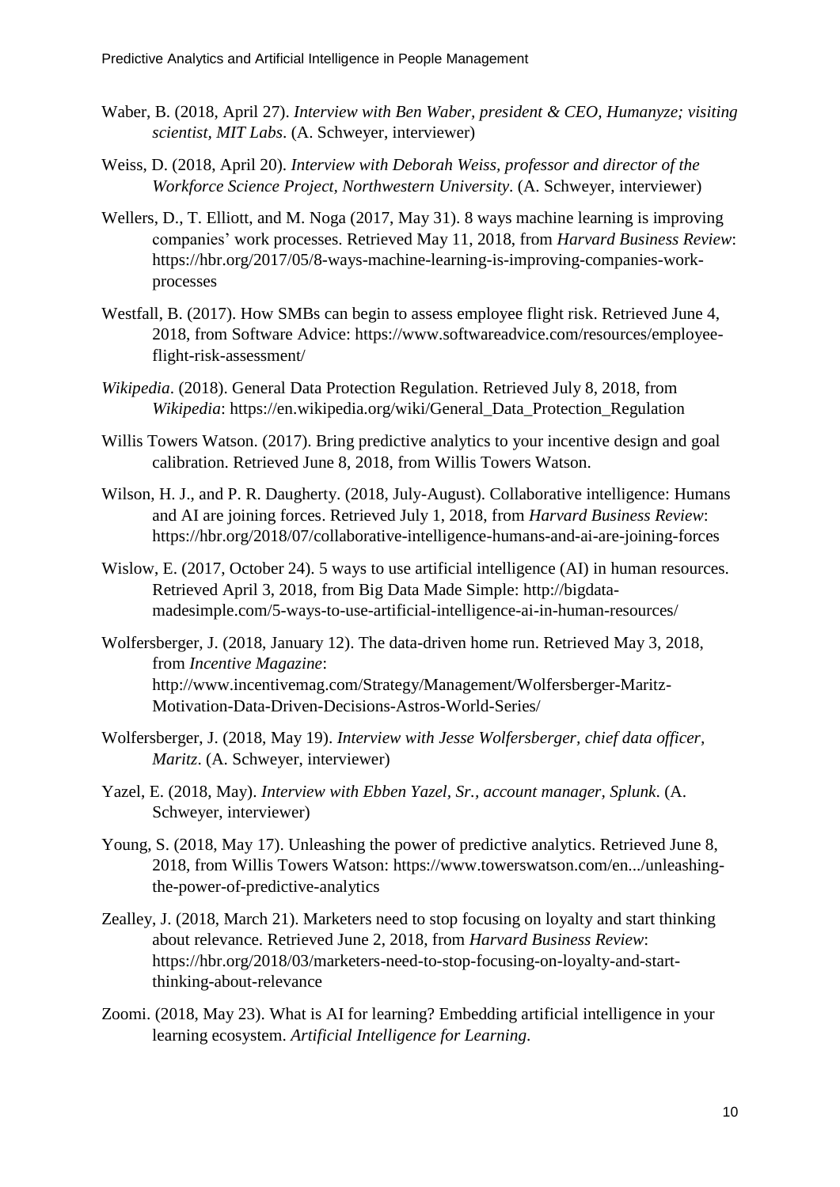Waber, B. (2018, April 27). *Interview with Ben Waber, president & CEO, Humanyze; visiting scientist, MIT Labs*. (A. Schweyer, interviewer)

Weiss, D. (2018, April 20). *Interview with Deborah Weiss, professor and director of the Workforce Science Project, Northwestern University*. (A. Schweyer, interviewer)

Wellers, D., T. Elliott, and M. Noga (2017, May 31). 8 ways machine learning is improving companies' work processes. Retrieved May 11, 2018, from *Harvard Business Review*: https://hbr.org/2017/05/8-ways-machine-learning-is-improving-companies-work-processes

Westfall, B. (2017). How SMBs can begin to assess employee flight risk. Retrieved June 4, 2018, from Software Advice: https://www.softwareadvice.com/resources/employee-flight-risk-assessment/

*Wikipedia*. (2018). General Data Protection Regulation. Retrieved July 8, 2018, from *Wikipedia*: https://en.wikipedia.org/wiki/General_Data_Protection_Regulation

Willis Towers Watson. (2017). Bring predictive analytics to your incentive design and goal calibration. Retrieved June 8, 2018, from Willis Towers Watson.

Wilson, H. J., and P. R. Daugherty. (2018, July-August). Collaborative intelligence: Humans and AI are joining forces. Retrieved July 1, 2018, from *Harvard Business Review*: https://hbr.org/2018/07/collaborative-intelligence-humans-and-ai-are-joining-forces

Wislow, E. (2017, October 24). 5 ways to use artificial intelligence (AI) in human resources. Retrieved April 3, 2018, from Big Data Made Simple: http://bigdata-madesimple.com/5-ways-to-use-artificial-intelligence-ai-in-human-resources/

Wolfersberger, J. (2018, January 12). The data-driven home run. Retrieved May 3, 2018, from *Incentive Magazine*: http://www.incentivemag.com/Strategy/Management/Wolfersberger-Maritz-Motivation-Data-Driven-Decisions-Astros-World-Series/

Wolfersberger, J. (2018, May 19). *Interview with Jesse Wolfersberger, chief data officer, Maritz*. (A. Schweyer, interviewer)

Yazel, E. (2018, May). *Interview with Ebben Yazel, Sr., account manager, Splunk*. (A. Schweyer, interviewer)

Young, S. (2018, May 17). Unleashing the power of predictive analytics. Retrieved June 8, 2018, from Willis Towers Watson: https://www.towerswatson.com/en.../unleashing-the-power-of-predictive-analytics

Zealley, J. (2018, March 21). Marketers need to stop focusing on loyalty and start thinking about relevance. Retrieved June 2, 2018, from *Harvard Business Review*: https://hbr.org/2018/03/marketers-need-to-stop-focusing-on-loyalty-and-start-thinking-about-relevance

Zoomi. (2018, May 23). What is AI for learning? Embedding artificial intelligence in your learning ecosystem. *Artificial Intelligence for Learning*.